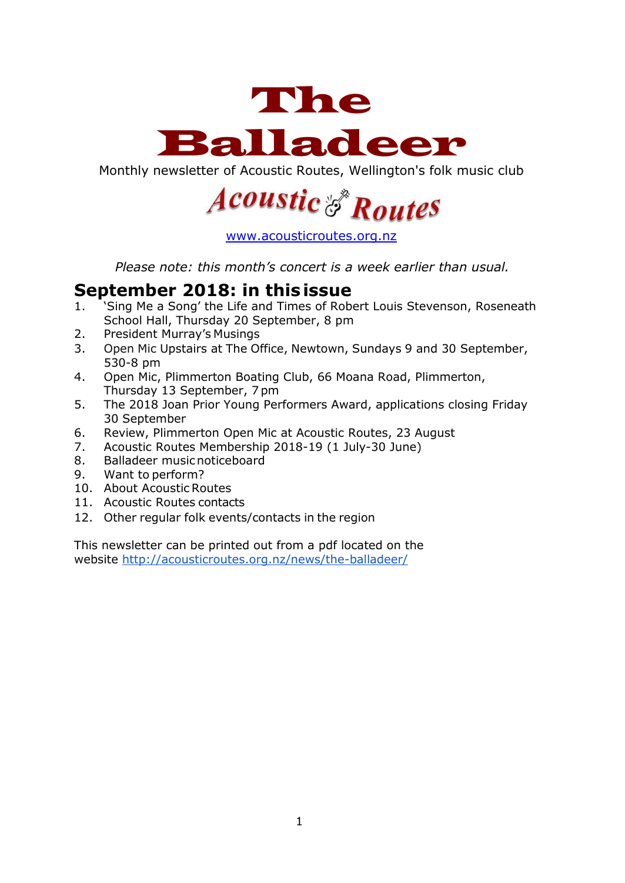# The Balladeer

Monthly newsletter of Acoustic Routes, Wellington's folk music club

Acoustic Routes

www.acousticroutes.org.nz

*Please note: this month's concert is a week earlier than usual.*

## September 2018: in this issue

1. 'Sing Me a Song' the Life and Times of Robert Louis Stevenson, Roseneath School Hall, Thursday 20 September, 8 pm
2. President Murray's Musings
3. Open Mic Upstairs at The Office, Newtown, Sundays 9 and 30 September, 530-8 pm
4. Open Mic, Plimmerton Boating Club, 66 Moana Road, Plimmerton, Thursday 13 September, 7 pm
5. The 2018 Joan Prior Young Performers Award, applications closing Friday 30 September
6. Review, Plimmerton Open Mic at Acoustic Routes, 23 August
7. Acoustic Routes Membership 2018-19 (1 July-30 June)
8. Balladeer music noticeboard
9. Want to perform?
10. About Acoustic Routes
11. Acoustic Routes contacts
12. Other regular folk events/contacts in the region

This newsletter can be printed out from a pdf located on the website http://acousticroutes.org.nz/news/the-balladeer/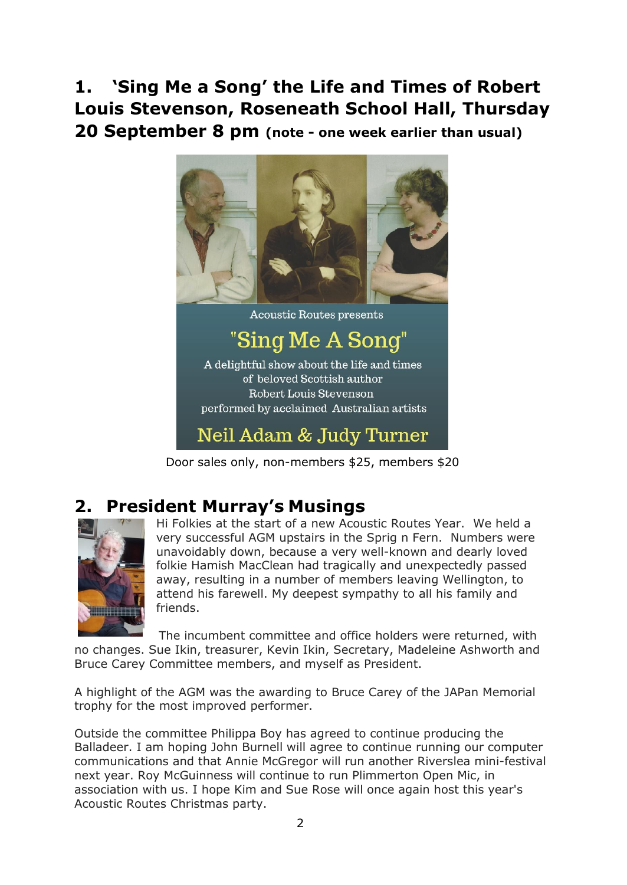## 1. 'Sing Me a Song' the Life and Times of Robert Louis Stevenson, Roseneath School Hall, Thursday 20 September 8 pm (note - one week earlier than usual)

Acoustic Routes presents

"Sing Me A Song"

A delightful show about the life and times of beloved Scottish author Robert Louis Stevenson performed by acclaimed Australian artists

Neil Adam & Judy Turner

Door sales only, non-members $25, members $20

## 2. President Murray's Musings

Hi Folkies at the start of a new Acoustic Routes Year. We held a very successful AGM upstairs in the Sprig n Fern. Numbers were unavoidably down, because a very well-known and dearly loved folkie Hamish MacClean had tragically and unexpectedly passed away, resulting in a number of members leaving Wellington, to attend his farewell. My deepest sympathy to all his family and friends.

The incumbent committee and office holders were returned, with no changes. Sue Ikin, treasurer, Kevin Ikin, Secretary, Madeleine Ashworth and Bruce Carey Committee members, and myself as President.

A highlight of the AGM was the awarding to Bruce Carey of the JAPan Memorial trophy for the most improved performer.

Outside the committee Philippa Boy has agreed to continue producing the Balladeer. I am hoping John Burnell will agree to continue running our computer communications and that Annie McGregor will run another Riverslea mini-festival next year. Roy McGuinness will continue to run Plimmerton Open Mic, in association with us. I hope Kim and Sue Rose will once again host this year's Acoustic Routes Christmas party.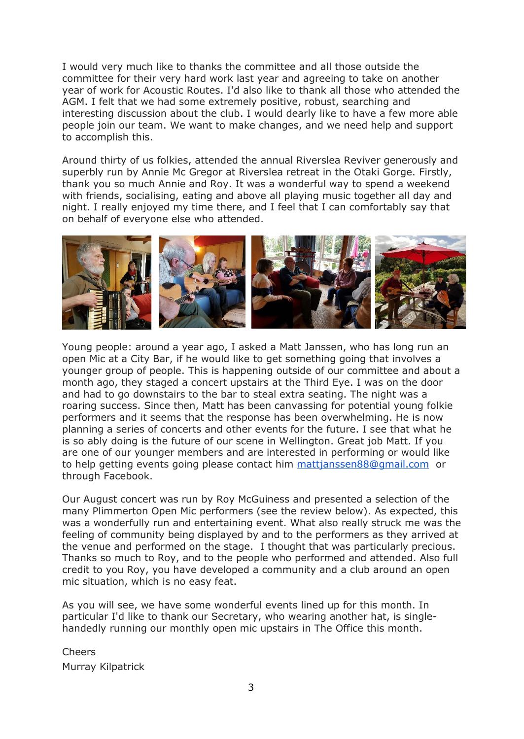I would very much like to thanks the committee and all those outside the committee for their very hard work last year and agreeing to take on another year of work for Acoustic Routes. I'd also like to thank all those who attended the AGM. I felt that we had some extremely positive, robust, searching and interesting discussion about the club. I would dearly like to have a few more able people join our team. We want to make changes, and we need help and support to accomplish this.

Around thirty of us folkies, attended the annual Riverslea Reviver generously and superbly run by Annie Mc Gregor at Riverslea retreat in the Otaki Gorge. Firstly, thank you so much Annie and Roy. It was a wonderful way to spend a weekend with friends, socialising, eating and above all playing music together all day and night. I really enjoyed my time there, and I feel that I can comfortably say that on behalf of everyone else who attended.

Young people: around a year ago, I asked a Matt Janssen, who has long run an open Mic at a City Bar, if he would like to get something going that involves a younger group of people. This is happening outside of our committee and about a month ago, they staged a concert upstairs at the Third Eye. I was on the door and had to go downstairs to the bar to steal extra seating. The night was a roaring success. Since then, Matt has been canvassing for potential young folkie performers and it seems that the response has been overwhelming. He is now planning a series of concerts and other events for the future. I see that what he is so ably doing is the future of our scene in Wellington. Great job Matt. If you are one of our younger members and are interested in performing or would like to help getting events going please contact him mattjanssen88@gmail.com or through Facebook.

Our August concert was run by Roy McGuiness and presented a selection of the many Plimmerton Open Mic performers (see the review below). As expected, this was a wonderfully run and entertaining event. What also really struck me was the feeling of community being displayed by and to the performers as they arrived at the venue and performed on the stage. I thought that was particularly precious. Thanks so much to Roy, and to the people who performed and attended. Also full credit to you Roy, you have developed a community and a club around an open mic situation, which is no easy feat.

As you will see, we have some wonderful events lined up for this month. In particular I'd like to thank our Secretary, who wearing another hat, is single-handedly running our monthly open mic upstairs in The Office this month.

Cheers
Murray Kilpatrick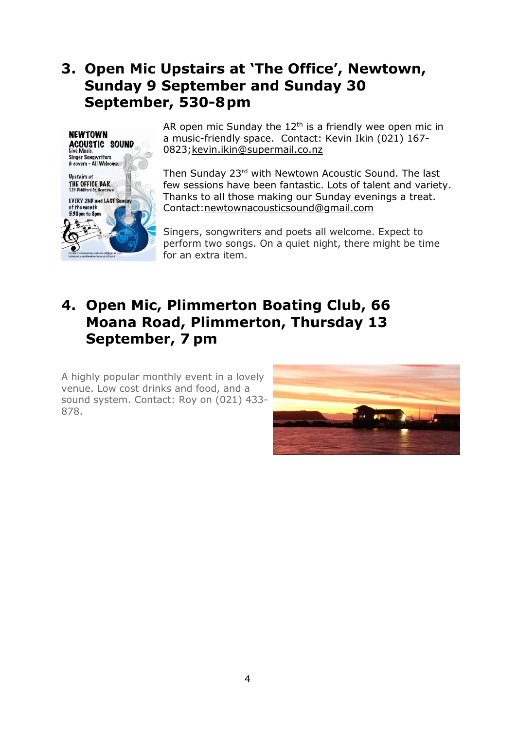## 3. Open Mic Upstairs at 'The Office', Newtown, Sunday 9 September and Sunday 30 September, 530-8 pm

AR open mic Sunday the 12th is a friendly wee open mic in a music-friendly space. Contact: Kevin Ikin (021) 167-0823;kevin.ikin@supermail.co.nz

Then Sunday 23rd with Newtown Acoustic Sound. The last few sessions have been fantastic. Lots of talent and variety. Thanks to all those making our Sunday evenings a treat. Contact:newtownacousticsound@gmail.com

Singers, songwriters and poets all welcome. Expect to perform two songs. On a quiet night, there might be time for an extra item.

## 4. Open Mic, Plimmerton Boating Club, 66 Moana Road, Plimmerton, Thursday 13 September, 7 pm

A highly popular monthly event in a lovely venue. Low cost drinks and food, and a sound system. Contact: Roy on (021) 433-878.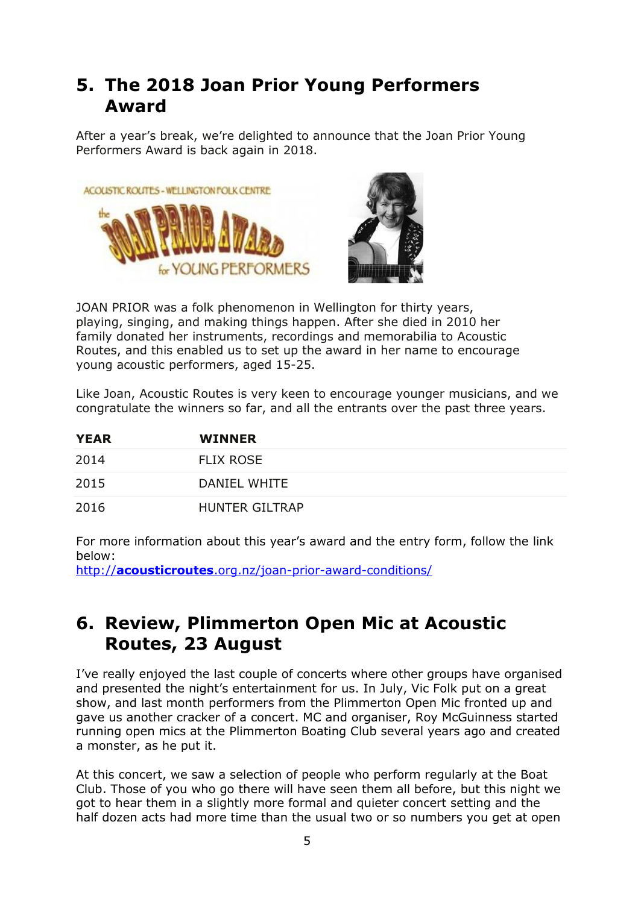## 5. The 2018 Joan Prior Young Performers Award

After a year's break, we're delighted to announce that the Joan Prior Young Performers Award is back again in 2018.

JOAN PRIOR was a folk phenomenon in Wellington for thirty years, playing, singing, and making things happen. After she died in 2010 her family donated her instruments, recordings and memorabilia to Acoustic Routes, and this enabled us to set up the award in her name to encourage young acoustic performers, aged 15-25.

Like Joan, Acoustic Routes is very keen to encourage younger musicians, and we congratulate the winners so far, and all the entrants over the past three years.

| YEAR | WINNER |
|---|---|
| 2014 | FLIX ROSE |
| 2015 | DANIEL WHITE |
| 2016 | HUNTER GILTRAP |

For more information about this year's award and the entry form, follow the link below:
http://**acousticroutes**.org.nz/joan-prior-award-conditions/

## 6. Review, Plimmerton Open Mic at Acoustic Routes, 23 August

I've really enjoyed the last couple of concerts where other groups have organised and presented the night's entertainment for us. In July, Vic Folk put on a great show, and last month performers from the Plimmerton Open Mic fronted up and gave us another cracker of a concert. MC and organiser, Roy McGuinness started running open mics at the Plimmerton Boating Club several years ago and created a monster, as he put it.

At this concert, we saw a selection of people who perform regularly at the Boat Club. Those of you who go there will have seen them all before, but this night we got to hear them in a slightly more formal and quieter concert setting and the half dozen acts had more time than the usual two or so numbers you get at open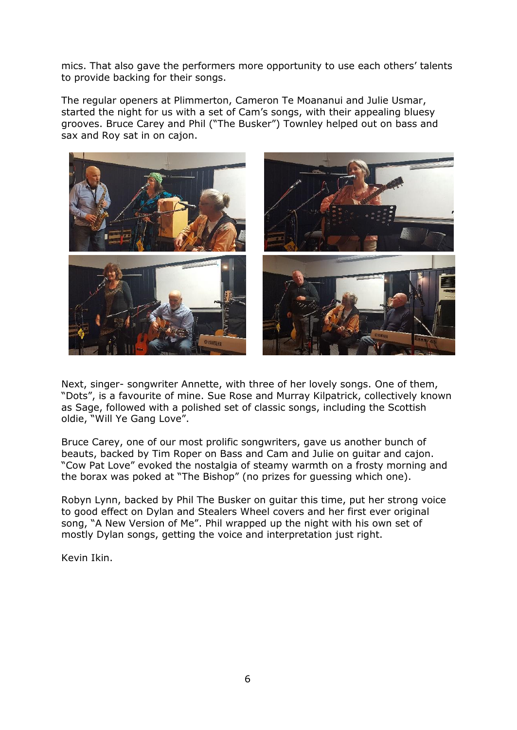mics. That also gave the performers more opportunity to use each others' talents to provide backing for their songs.

The regular openers at Plimmerton, Cameron Te Moananui and Julie Usmar, started the night for us with a set of Cam's songs, with their appealing bluesy grooves. Bruce Carey and Phil ("The Busker") Townley helped out on bass and sax and Roy sat in on cajon.

Next, singer- songwriter Annette, with three of her lovely songs. One of them, "Dots", is a favourite of mine. Sue Rose and Murray Kilpatrick, collectively known as Sage, followed with a polished set of classic songs, including the Scottish oldie, "Will Ye Gang Love".

Bruce Carey, one of our most prolific songwriters, gave us another bunch of beauts, backed by Tim Roper on Bass and Cam and Julie on guitar and cajon. "Cow Pat Love" evoked the nostalgia of steamy warmth on a frosty morning and the borax was poked at "The Bishop" (no prizes for guessing which one).

Robyn Lynn, backed by Phil The Busker on guitar this time, put her strong voice to good effect on Dylan and Stealers Wheel covers and her first ever original song, "A New Version of Me". Phil wrapped up the night with his own set of mostly Dylan songs, getting the voice and interpretation just right.

Kevin Ikin.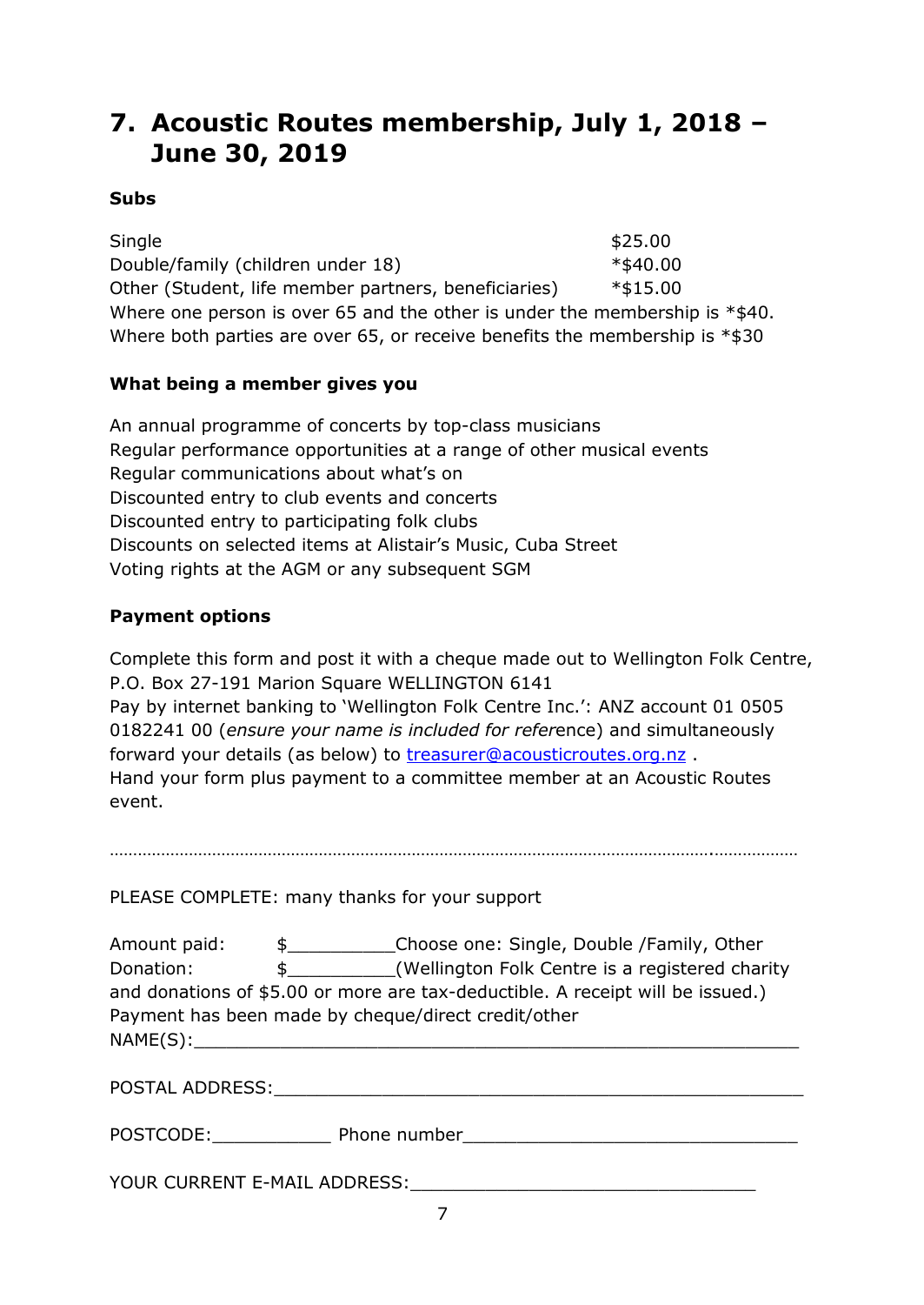# 7. Acoustic Routes membership, July 1, 2018 – June 30, 2019

**Subs**

| | |
|---|---|
| Single | $25.00 |
| Double/family (children under 18) | *$40.00 |
| Other (Student, life member partners, beneficiaries) | *$15.00 |

Where one person is over 65 and the other is under the membership is *$40.
Where both parties are over 65, or receive benefits the membership is *$30

**What being a member gives you**

An annual programme of concerts by top-class musicians
Regular performance opportunities at a range of other musical events
Regular communications about what's on
Discounted entry to club events and concerts
Discounted entry to participating folk clubs
Discounts on selected items at Alistair's Music, Cuba Street
Voting rights at the AGM or any subsequent SGM

**Payment options**

Complete this form and post it with a cheque made out to Wellington Folk Centre, P.O. Box 27-191 Marion Square WELLINGTON 6141
Pay by internet banking to 'Wellington Folk Centre Inc.': ANZ account 01 0505 0182241 00 (*ensure your name is included for refer*ence) and simultaneously forward your details (as below) to treasurer@acousticroutes.org.nz .
Hand your form plus payment to a committee member at an Acoustic Routes event.

…………………………………………………………………………………………………………………………

PLEASE COMPLETE: many thanks for your support

Amount paid: $__________Choose one: Single, Double /Family, Other
Donation: $__________(Wellington Folk Centre is a registered charity and donations of $5.00 or more are tax-deductible. A receipt will be issued.)
Payment has been made by cheque/direct credit/other
NAME(S):____________________________________________________________

POSTAL ADDRESS:_____________________________________________________

POSTCODE:___________ Phone number_________________________________

YOUR CURRENT E-MAIL ADDRESS:_________________________________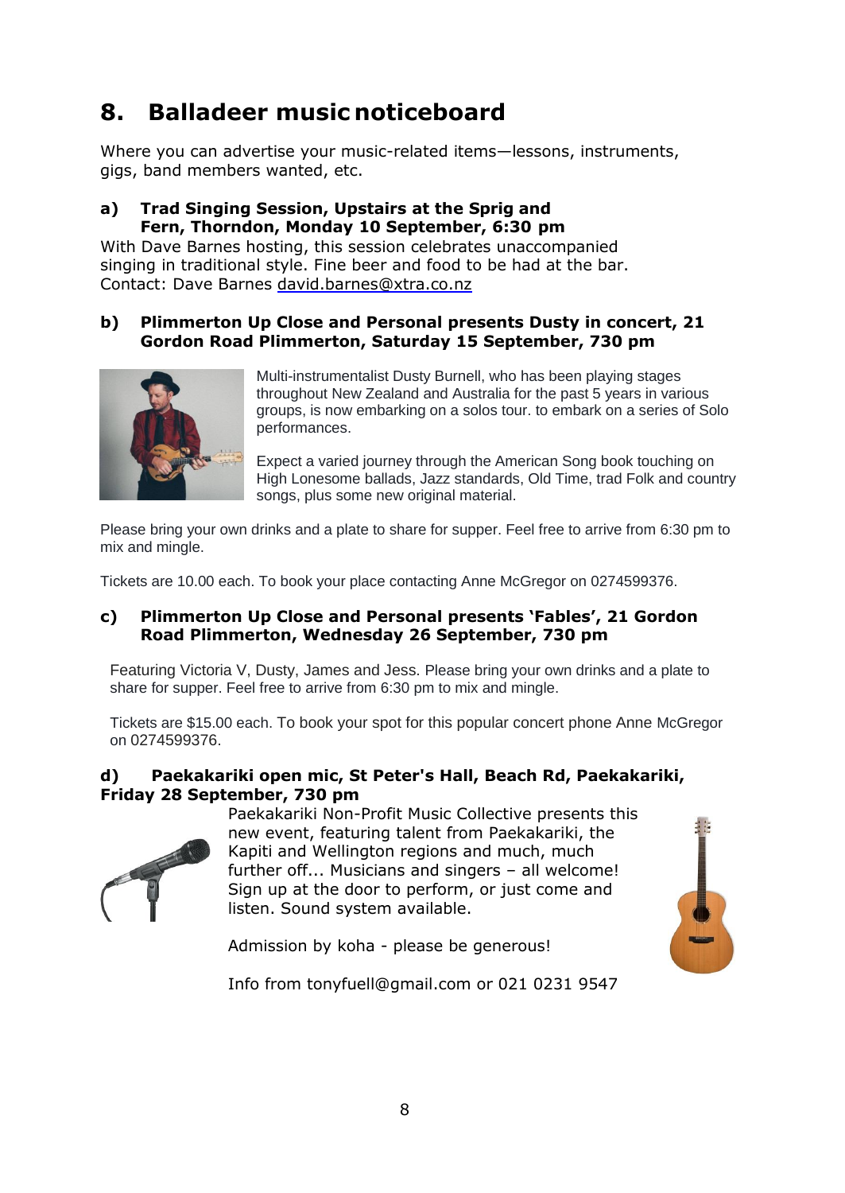# 8. Balladeer music noticeboard

Where you can advertise your music-related items—lessons, instruments, gigs, band members wanted, etc.

### a) Trad Singing Session, Upstairs at the Sprig and Fern, Thorndon, Monday 10 September, 6:30 pm

With Dave Barnes hosting, this session celebrates unaccompanied singing in traditional style. Fine beer and food to be had at the bar. Contact: Dave Barnes david.barnes@xtra.co.nz

### b) Plimmerton Up Close and Personal presents Dusty in concert, 21 Gordon Road Plimmerton, Saturday 15 September, 730 pm

Multi-instrumentalist Dusty Burnell, who has been playing stages throughout New Zealand and Australia for the past 5 years in various groups, is now embarking on a solos tour. to embark on a series of Solo performances.

Expect a varied journey through the American Song book touching on High Lonesome ballads, Jazz standards, Old Time, trad Folk and country songs, plus some new original material.

Please bring your own drinks and a plate to share for supper. Feel free to arrive from 6:30 pm to mix and mingle.

Tickets are 10.00 each. To book your place contacting Anne McGregor on 0274599376.

### c) Plimmerton Up Close and Personal presents 'Fables', 21 Gordon Road Plimmerton, Wednesday 26 September, 730 pm

Featuring Victoria V, Dusty, James and Jess. Please bring your own drinks and a plate to share for supper. Feel free to arrive from 6:30 pm to mix and mingle.

Tickets are $15.00 each. To book your spot for this popular concert phone Anne McGregor on 0274599376.

### d) Paekakariki open mic, St Peter's Hall, Beach Rd, Paekakariki, Friday 28 September, 730 pm

Paekakariki Non-Profit Music Collective presents this new event, featuring talent from Paekakariki, the Kapiti and Wellington regions and much, much further off... Musicians and singers – all welcome! Sign up at the door to perform, or just come and listen. Sound system available.

Admission by koha - please be generous!

Info from tonyfuell@gmail.com or 021 0231 9547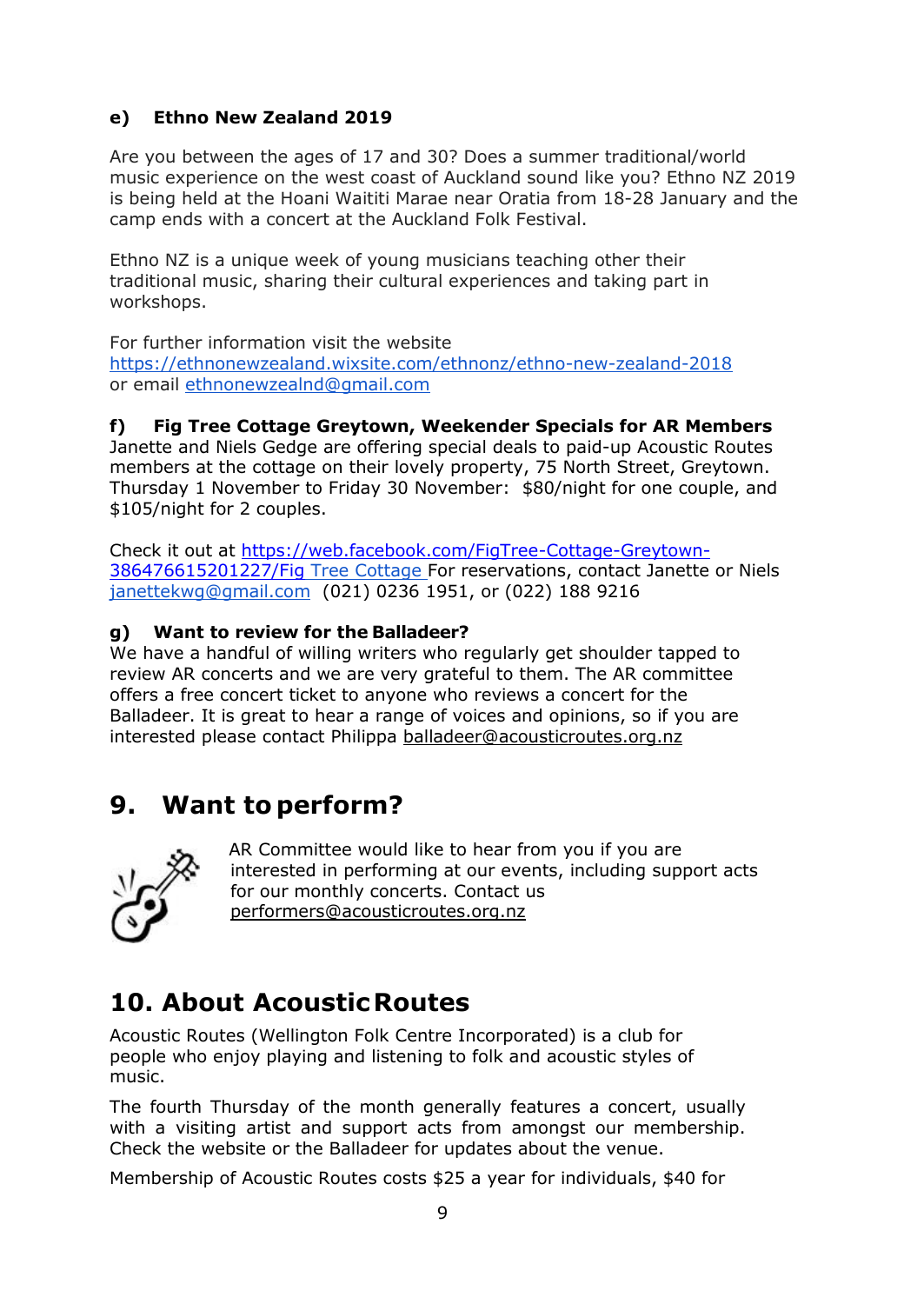#### e) Ethno New Zealand 2019

Are you between the ages of 17 and 30? Does a summer traditional/world music experience on the west coast of Auckland sound like you? Ethno NZ 2019 is being held at the Hoani Waititi Marae near Oratia from 18-28 January and the camp ends with a concert at the Auckland Folk Festival.

Ethno NZ is a unique week of young musicians teaching other their traditional music, sharing their cultural experiences and taking part in workshops.

For further information visit the website https://ethnonewzealand.wixsite.com/ethnonz/ethno-new-zealand-2018 or email ethnonewzealnd@gmail.com

#### f) Fig Tree Cottage Greytown, Weekender Specials for AR Members

Janette and Niels Gedge are offering special deals to paid-up Acoustic Routes members at the cottage on their lovely property, 75 North Street, Greytown. Thursday 1 November to Friday 30 November: $80/night for one couple, and $105/night for 2 couples.

Check it out at https://web.facebook.com/FigTree-Cottage-Greytown-386476615201227/Fig Tree Cottage For reservations, contact Janette or Niels janettekwg@gmail.com (021) 0236 1951, or (022) 188 9216

#### g) Want to review for the Balladeer?

We have a handful of willing writers who regularly get shoulder tapped to review AR concerts and we are very grateful to them. The AR committee offers a free concert ticket to anyone who reviews a concert for the Balladeer. It is great to hear a range of voices and opinions, so if you are interested please contact Philippa balladeer@acousticroutes.org.nz

## 9. Want to perform?

AR Committee would like to hear from you if you are interested in performing at our events, including support acts for our monthly concerts. Contact us performers@acousticroutes.org.nz

## 10. About Acoustic Routes

Acoustic Routes (Wellington Folk Centre Incorporated) is a club for people who enjoy playing and listening to folk and acoustic styles of music.

The fourth Thursday of the month generally features a concert, usually with a visiting artist and support acts from amongst our membership. Check the website or the Balladeer for updates about the venue.

Membership of Acoustic Routes costs $25 a year for individuals, $40 for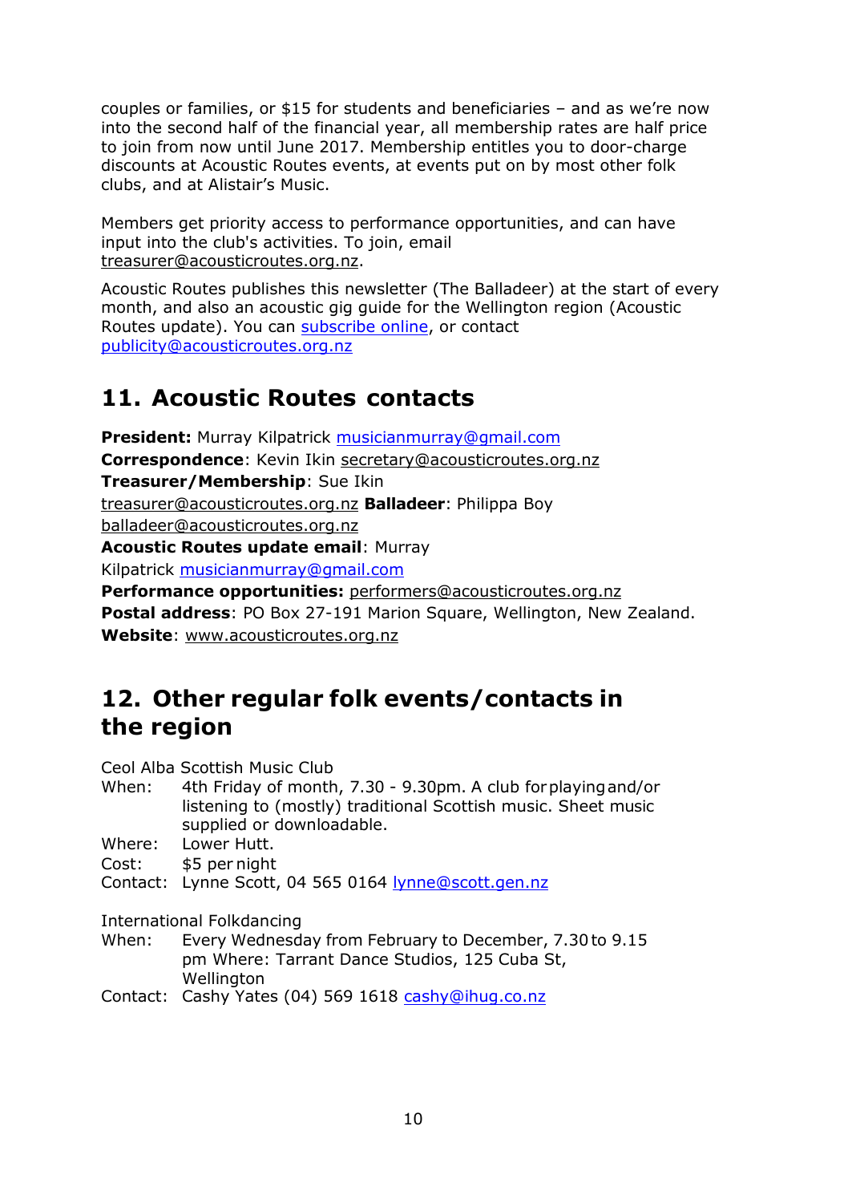couples or families, or $15 for students and beneficiaries – and as we're now into the second half of the financial year, all membership rates are half price to join from now until June 2017. Membership entitles you to door-charge discounts at Acoustic Routes events, at events put on by most other folk clubs, and at Alistair's Music.

Members get priority access to performance opportunities, and can have input into the club's activities. To join, email treasurer@acousticroutes.org.nz.

Acoustic Routes publishes this newsletter (The Balladeer) at the start of every month, and also an acoustic gig guide for the Wellington region (Acoustic Routes update). You can subscribe online, or contact publicity@acousticroutes.org.nz

## 11. Acoustic Routes contacts

**President:** Murray Kilpatrick musicianmurray@gmail.com
**Correspondence**: Kevin Ikin secretary@acousticroutes.org.nz
**Treasurer/Membership**: Sue Ikin
treasurer@acousticroutes.org.nz **Balladeer**: Philippa Boy
balladeer@acousticroutes.org.nz
**Acoustic Routes update email**: Murray
Kilpatrick musicianmurray@gmail.com
**Performance opportunities:** performers@acousticroutes.org.nz
**Postal address**: PO Box 27-191 Marion Square, Wellington, New Zealand.
**Website**: www.acousticroutes.org.nz

## 12. Other regular folk events/contacts in the region

Ceol Alba Scottish Music Club
When: 4th Friday of month, 7.30 - 9.30pm. A club for playing and/or listening to (mostly) traditional Scottish music. Sheet music supplied or downloadable.
Where: Lower Hutt.
Cost: $5 per night
Contact: Lynne Scott, 04 565 0164 lynne@scott.gen.nz

International Folkdancing
When: Every Wednesday from February to December, 7.30 to 9.15 pm Where: Tarrant Dance Studios, 125 Cuba St, Wellington
Contact: Cashy Yates (04) 569 1618 cashy@ihug.co.nz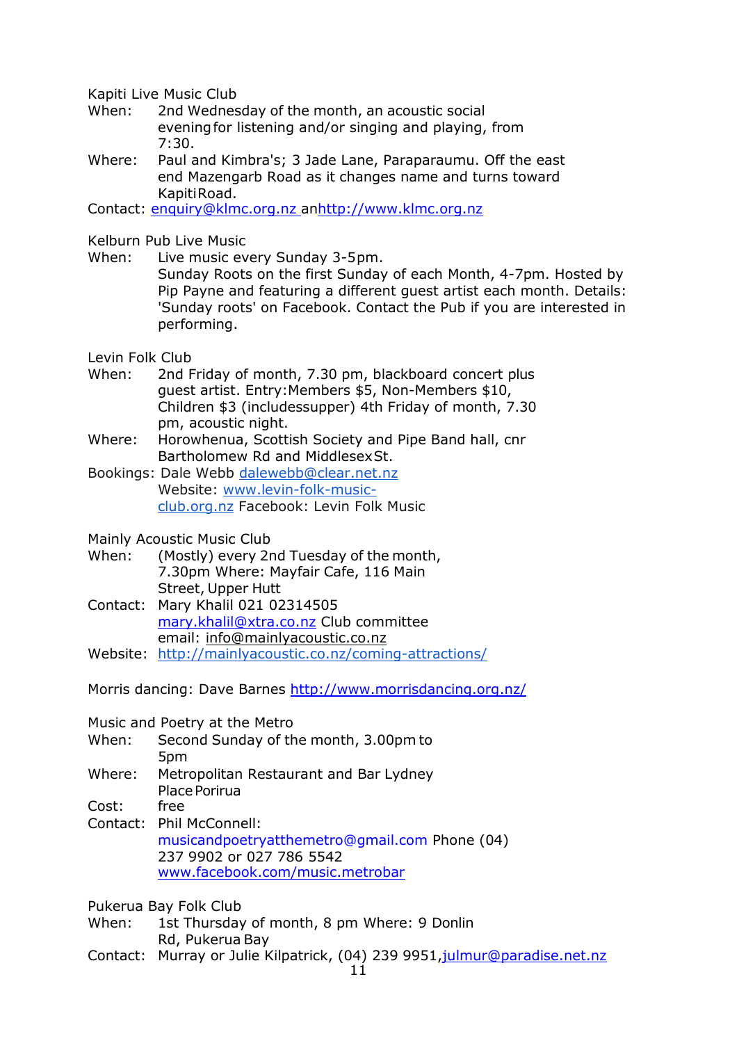Kapiti Live Music Club

When: 2nd Wednesday of the month, an acoustic social evening for listening and/or singing and playing, from 7:30.

Where: Paul and Kimbra's; 3 Jade Lane, Paraparaumu. Off the east end Mazengarb Road as it changes name and turns toward Kapiti Road.

Contact: enquiry@klmc.org.nz an http://www.klmc.org.nz

Kelburn Pub Live Music

When: Live music every Sunday 3-5pm.
Sunday Roots on the first Sunday of each Month, 4-7pm. Hosted by Pip Payne and featuring a different guest artist each month. Details: 'Sunday roots' on Facebook. Contact the Pub if you are interested in performing.

Levin Folk Club

When: 2nd Friday of month, 7.30 pm, blackboard concert plus guest artist. Entry: Members $5, Non-Members $10, Children $3 (includes supper) 4th Friday of month, 7.30 pm, acoustic night.

Where: Horowhenua, Scottish Society and Pipe Band hall, cnr Bartholomew Rd and Middlesex St.

Bookings: Dale Webb dalewebb@clear.net.nz
Website: www.levin-folk-music-club.org.nz Facebook: Levin Folk Music

Mainly Acoustic Music Club

When: (Mostly) every 2nd Tuesday of the month, 7.30pm Where: Mayfair Cafe, 116 Main Street, Upper Hutt

Contact: Mary Khalil 021 02314505
mary.khalil@xtra.co.nz Club committee email: info@mainlyacoustic.co.nz

Website: http://mainlyacoustic.co.nz/coming-attractions/

Morris dancing: Dave Barnes http://www.morrisdancing.org.nz/

Music and Poetry at the Metro

When: Second Sunday of the month, 3.00pm to 5pm

Where: Metropolitan Restaurant and Bar Lydney Place Porirua

Cost: free

Contact: Phil McConnell:
musicandpoetryatthemetro@gmail.com Phone (04) 237 9902 or 027 786 5542
www.facebook.com/music.metrobar

Pukerua Bay Folk Club

When: 1st Thursday of month, 8 pm Where: 9 Donlin Rd, Pukerua Bay

Contact: Murray or Julie Kilpatrick, (04) 239 9951, julmur@paradise.net.nz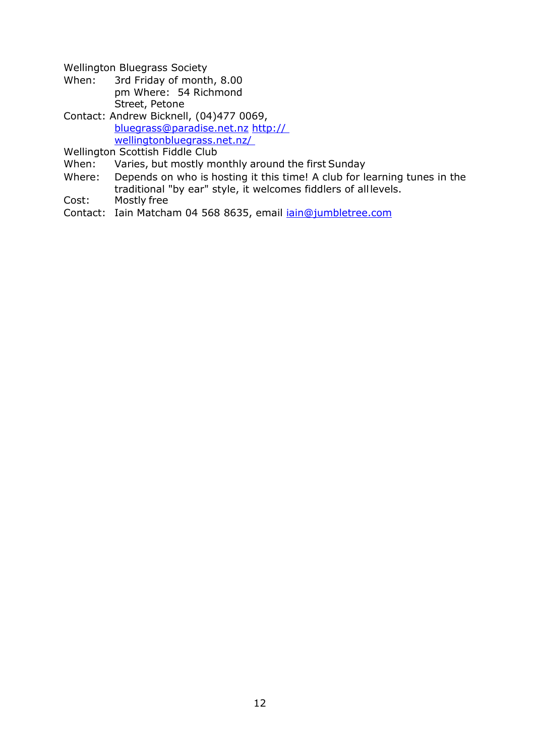Wellington Bluegrass Society

When: 3rd Friday of month, 8.00 pm

Where: 54 Richmond Street, Petone

Contact: Andrew Bicknell, (04)477 0069, bluegrass@paradise.net.nz http://wellingtonbluegrass.net.nz/

Wellington Scottish Fiddle Club

When: Varies, but mostly monthly around the first Sunday

Where: Depends on who is hosting it this time! A club for learning tunes in the traditional "by ear" style, it welcomes fiddlers of all levels.

Cost: Mostly free

Contact: Iain Matcham 04 568 8635, email iain@jumbletree.com